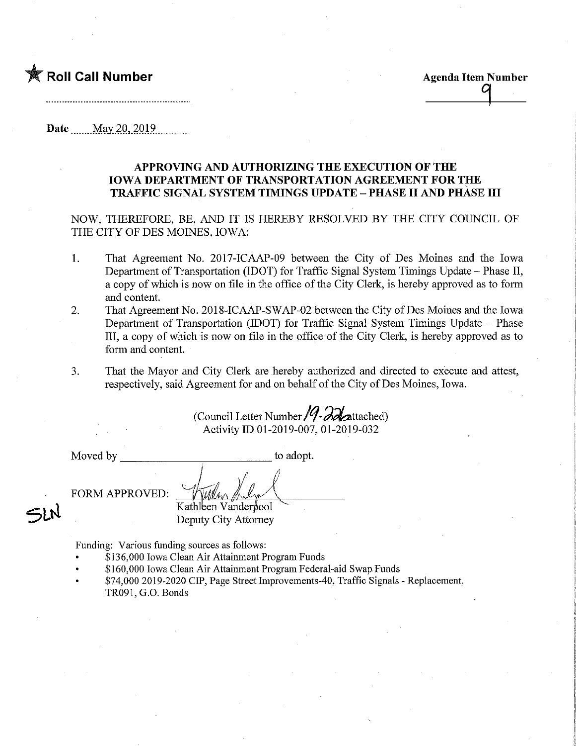★ **Roll Call Number**

**Agenda Item Number**

9

Date May 20, 2019

### APPROVING AND AUTHORIZING THE EXECUTION OF THE IOWA DEPARTMENT OF TRANSPORTATION AGREEMENT FOR THE TRAFFIC SIGNAL SYSTEM TIMINGS UPDATE – PHASE II AND PHASE III

NOW, THEREFORE, BE, AND IT IS HEREBY RESOLVED BY THE CITY COUNCIL OF THE CITY OF DES MOINES, IOWA:

1. That Agreement No. 2017-ICAAP-09 between the City of Des Moines and the Iowa Department of Transportation (IDOT) for Traffic Signal System Timings Update – Phase II, a copy of which is now on file in the office of the City Clerk, is hereby approved as to form and content.
2. That Agreement No. 2018-ICAAP-SWAP-02 between the City of Des Moines and the Iowa Department of Transportation (IDOT) for Traffic Signal System Timings Update – Phase III, a copy of which is now on file in the office of the City Clerk, is hereby approved as to form and content.
3. That the Mayor and City Clerk are hereby authorized and directed to execute and attest, respectively, said Agreement for and on behalf of the City of Des Moines, Iowa.

(Council Letter Number 19-226 attached)
Activity ID 01-2019-007, 01-2019-032

Moved by ______________________ to adopt.

FORM APPROVED:

Kathleen Vanderpool
Deputy City Attorney

SLN

Funding: Various funding sources as follows:

- $136,000 Iowa Clean Air Attainment Program Funds
- $160,000 Iowa Clean Air Attainment Program Federal-aid Swap Funds
- $74,000 2019-2020 CIP, Page Street Improvements-40, Traffic Signals - Replacement, TR091, G.O. Bonds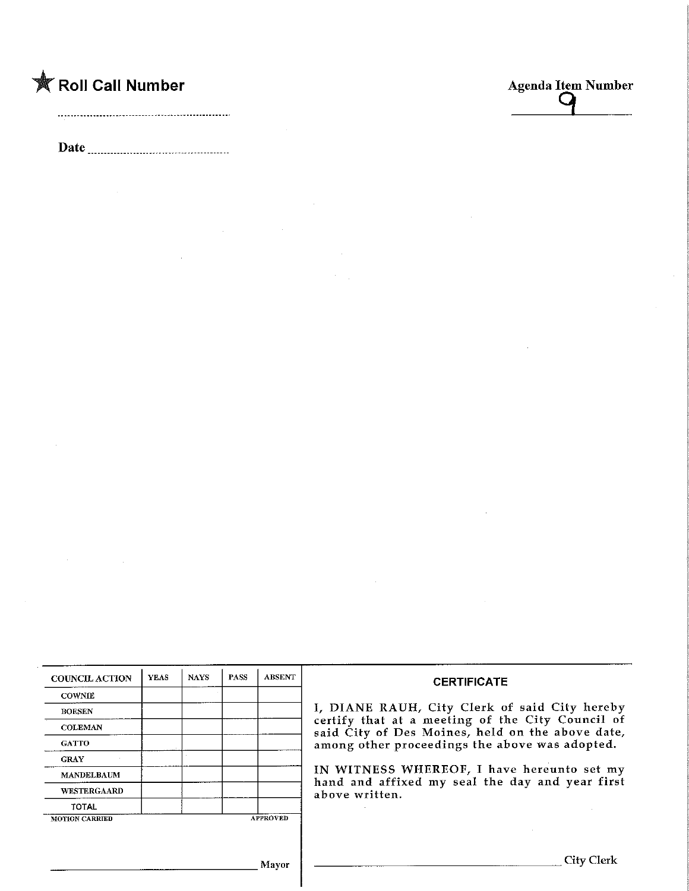★ **Roll Call Number**

..........................................................

**Date** ..........................................

**Agenda Item Number**

9

| COUNCIL ACTION | YEAS | NAYS | PASS | ABSENT |
|---|---|---|---|---|
| COWNIE | | | | |
| BOESEN | | | | |
| COLEMAN | | | | |
| GATTO | | | | |
| GRAY | | | | |
| MANDELBAUM | | | | |
| WESTERGAARD | | | | |
| TOTAL | | | | |

MOTION CARRIED APPROVED

______________________________ Mayor

**CERTIFICATE**

I, DIANE RAUH, City Clerk of said City hereby certify that at a meeting of the City Council of said City of Des Moines, held on the above date, among other proceedings the above was adopted.

IN WITNESS WHEREOF, I have hereunto set my hand and affixed my seal the day and year first above written.

______________________________ City Clerk